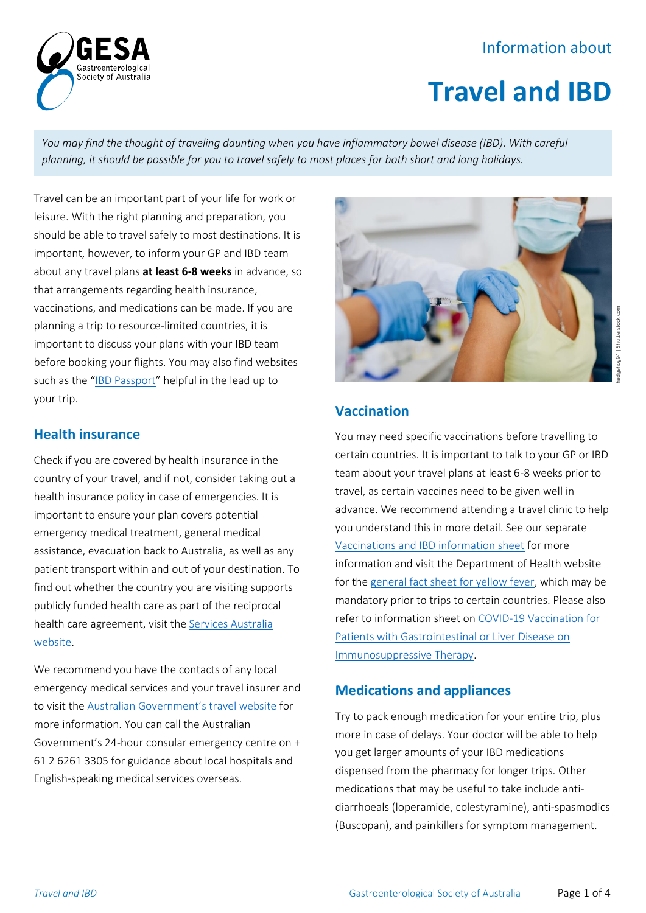Information about

# Travel and IBD

*You may find the thought of traveling daunting when you have inflammatory bowel disease (IBD). With careful planning, it should be possible for you to travel safely to most places for both short and long holidays.*

Travel can be an important part of your life for work or leisure. With the right planning and preparation, you should be able to travel safely to most destinations. It is important, however, to inform your GP and IBD team about any travel plans **at least 6-8 weeks** in advance, so that arrangements regarding health insurance, vaccinations, and medications can be made. If you are planning a trip to resource-limited countries, it is important to discuss your plans with your IBD team before booking your flights. You may also find websites such as the "IBD Passport" helpful in the lead up to your trip.

## Health insurance

Check if you are covered by health insurance in the country of your travel, and if not, consider taking out a health insurance policy in case of emergencies. It is important to ensure your plan covers potential emergency medical treatment, general medical assistance, evacuation back to Australia, as well as any patient transport within and out of your destination. To find out whether the country you are visiting supports publicly funded health care as part of the reciprocal health care agreement, visit the Services Australia website.

We recommend you have the contacts of any local emergency medical services and your travel insurer and to visit the Australian Government's travel website for more information. You can call the Australian Government's 24-hour consular emergency centre on + 61 2 6261 3305 for guidance about local hospitals and English-speaking medical services overseas.

## Vaccination

You may need specific vaccinations before travelling to certain countries. It is important to talk to your GP or IBD team about your travel plans at least 6-8 weeks prior to travel, as certain vaccines need to be given well in advance. We recommend attending a travel clinic to help you understand this in more detail. See our separate Vaccinations and IBD information sheet for more information and visit the Department of Health website for the general fact sheet for yellow fever, which may be mandatory prior to trips to certain countries. Please also refer to information sheet on COVID-19 Vaccination for Patients with Gastrointestinal or Liver Disease on Immunosuppressive Therapy.

## Medications and appliances

Try to pack enough medication for your entire trip, plus more in case of delays. Your doctor will be able to help you get larger amounts of your IBD medications dispensed from the pharmacy for longer trips. Other medications that may be useful to take include anti-diarrhoeals (loperamide, colestyramine), anti-spasmodics (Buscopan), and painkillers for symptom management.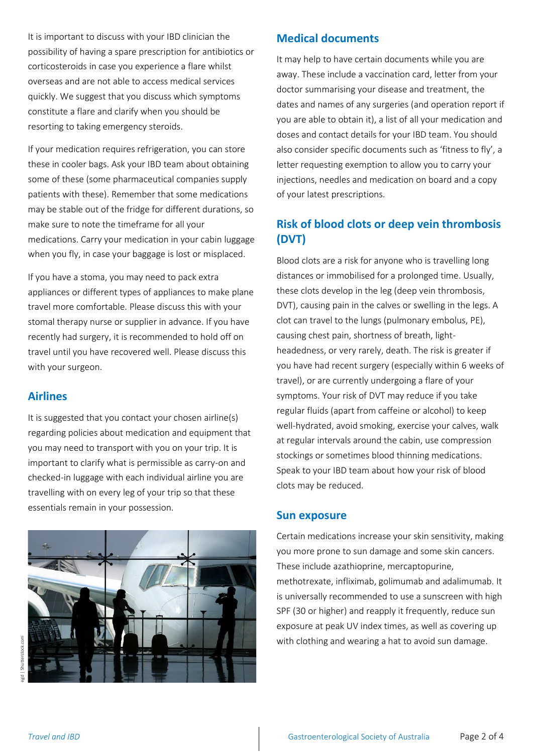It is important to discuss with your IBD clinician the possibility of having a spare prescription for antibiotics or corticosteroids in case you experience a flare whilst overseas and are not able to access medical services quickly. We suggest that you discuss which symptoms constitute a flare and clarify when you should be resorting to taking emergency steroids.

If your medication requires refrigeration, you can store these in cooler bags. Ask your IBD team about obtaining some of these (some pharmaceutical companies supply patients with these). Remember that some medications may be stable out of the fridge for different durations, so make sure to note the timeframe for all your medications. Carry your medication in your cabin luggage when you fly, in case your baggage is lost or misplaced.

If you have a stoma, you may need to pack extra appliances or different types of appliances to make plane travel more comfortable. Please discuss this with your stomal therapy nurse or supplier in advance. If you have recently had surgery, it is recommended to hold off on travel until you have recovered well. Please discuss this with your surgeon.

## Airlines

It is suggested that you contact your chosen airline(s) regarding policies about medication and equipment that you may need to transport with you on your trip. It is important to clarify what is permissible as carry-on and checked-in luggage with each individual airline you are travelling with on every leg of your trip so that these essentials remain in your possession.

egd | Shutterstock.com

## Medical documents

It may help to have certain documents while you are away. These include a vaccination card, letter from your doctor summarising your disease and treatment, the dates and names of any surgeries (and operation report if you are able to obtain it), a list of all your medication and doses and contact details for your IBD team. You should also consider specific documents such as 'fitness to fly', a letter requesting exemption to allow you to carry your injections, needles and medication on board and a copy of your latest prescriptions.

## Risk of blood clots or deep vein thrombosis (DVT)

Blood clots are a risk for anyone who is travelling long distances or immobilised for a prolonged time. Usually, these clots develop in the leg (deep vein thrombosis, DVT), causing pain in the calves or swelling in the legs. A clot can travel to the lungs (pulmonary embolus, PE), causing chest pain, shortness of breath, light-headedness, or very rarely, death. The risk is greater if you have had recent surgery (especially within 6 weeks of travel), or are currently undergoing a flare of your symptoms. Your risk of DVT may reduce if you take regular fluids (apart from caffeine or alcohol) to keep well-hydrated, avoid smoking, exercise your calves, walk at regular intervals around the cabin, use compression stockings or sometimes blood thinning medications. Speak to your IBD team about how your risk of blood clots may be reduced.

## Sun exposure

Certain medications increase your skin sensitivity, making you more prone to sun damage and some skin cancers. These include azathioprine, mercaptopurine, methotrexate, infliximab, golimumab and adalimumab. It is universally recommended to use a sunscreen with high SPF (30 or higher) and reapply it frequently, reduce sun exposure at peak UV index times, as well as covering up with clothing and wearing a hat to avoid sun damage.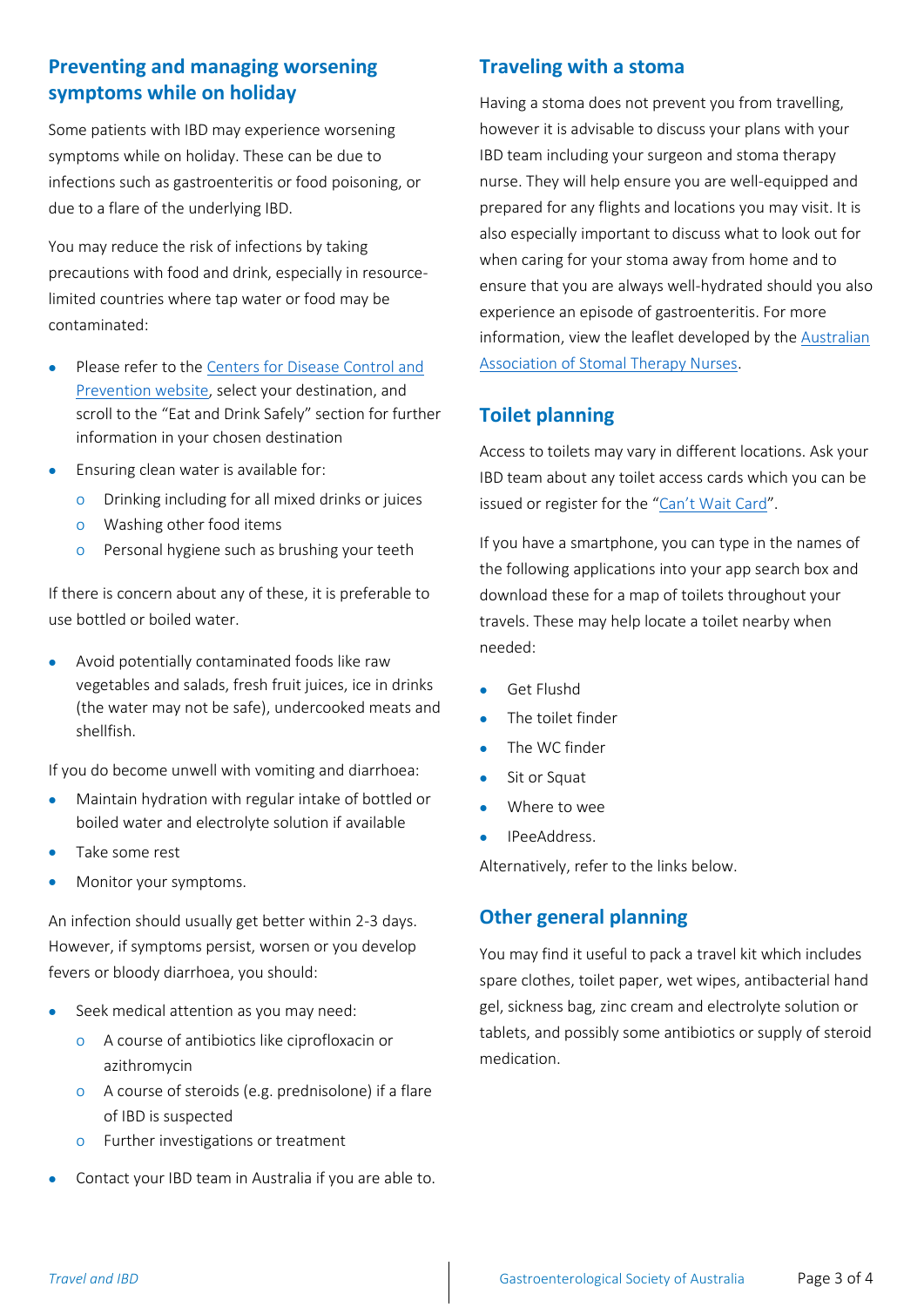## Preventing and managing worsening symptoms while on holiday

Some patients with IBD may experience worsening symptoms while on holiday. These can be due to infections such as gastroenteritis or food poisoning, or due to a flare of the underlying IBD.

You may reduce the risk of infections by taking precautions with food and drink, especially in resource-limited countries where tap water or food may be contaminated:

- Please refer to the Centers for Disease Control and Prevention website, select your destination, and scroll to the "Eat and Drink Safely" section for further information in your chosen destination
- Ensuring clean water is available for:
    - Drinking including for all mixed drinks or juices
    - Washing other food items
    - Personal hygiene such as brushing your teeth

If there is concern about any of these, it is preferable to use bottled or boiled water.

- Avoid potentially contaminated foods like raw vegetables and salads, fresh fruit juices, ice in drinks (the water may not be safe), undercooked meats and shellfish.

If you do become unwell with vomiting and diarrhoea:

- Maintain hydration with regular intake of bottled or boiled water and electrolyte solution if available
- Take some rest
- Monitor your symptoms.

An infection should usually get better within 2-3 days. However, if symptoms persist, worsen or you develop fevers or bloody diarrhoea, you should:

- Seek medical attention as you may need:
    - A course of antibiotics like ciprofloxacin or azithromycin
    - A course of steroids (e.g. prednisolone) if a flare of IBD is suspected
    - Further investigations or treatment
- Contact your IBD team in Australia if you are able to.

## Traveling with a stoma

Having a stoma does not prevent you from travelling, however it is advisable to discuss your plans with your IBD team including your surgeon and stoma therapy nurse. They will help ensure you are well-equipped and prepared for any flights and locations you may visit. It is also especially important to discuss what to look out for when caring for your stoma away from home and to ensure that you are always well-hydrated should you also experience an episode of gastroenteritis. For more information, view the leaflet developed by the Australian Association of Stomal Therapy Nurses.

## Toilet planning

Access to toilets may vary in different locations. Ask your IBD team about any toilet access cards which you can be issued or register for the "Can't Wait Card".

If you have a smartphone, you can type in the names of the following applications into your app search box and download these for a map of toilets throughout your travels. These may help locate a toilet nearby when needed:

- Get Flushd
- The toilet finder
- The WC finder
- Sit or Squat
- Where to wee
- IPeeAddress.

Alternatively, refer to the links below.

## Other general planning

You may find it useful to pack a travel kit which includes spare clothes, toilet paper, wet wipes, antibacterial hand gel, sickness bag, zinc cream and electrolyte solution or tablets, and possibly some antibiotics or supply of steroid medication.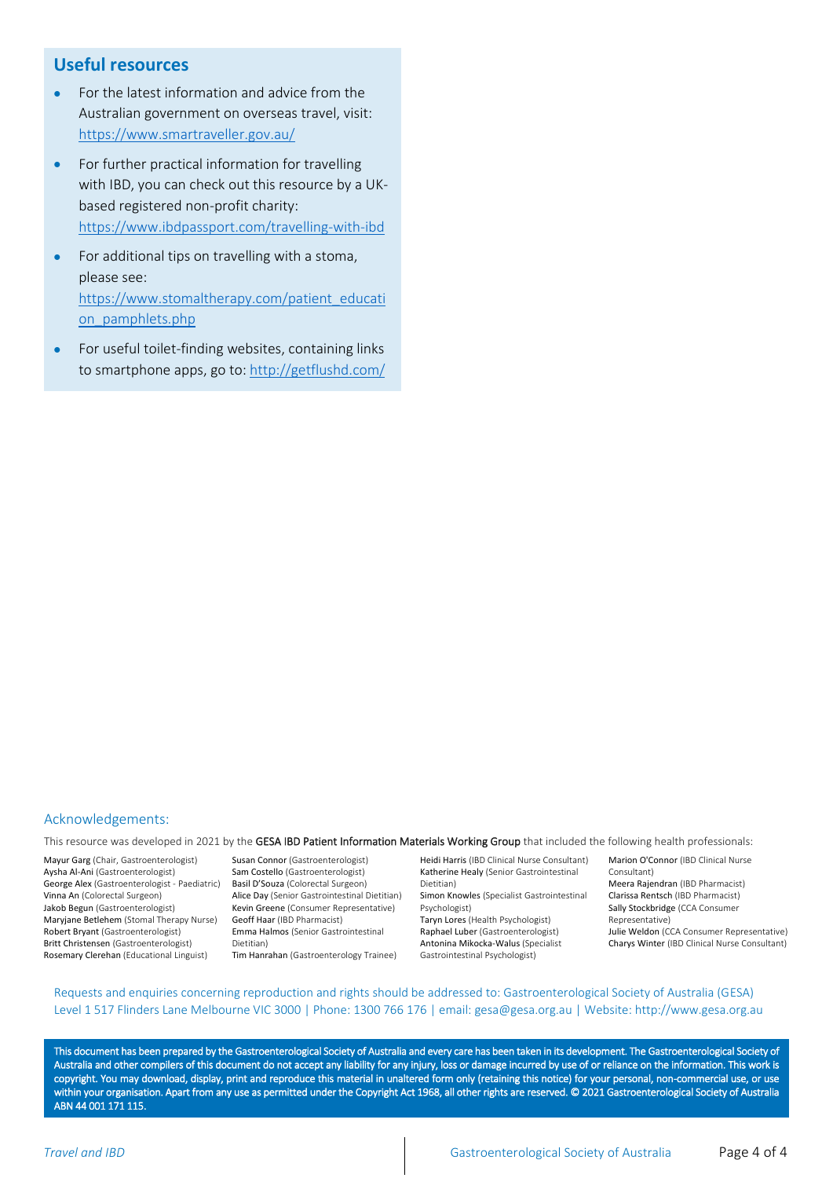## Useful resources

- For the latest information and advice from the Australian government on overseas travel, visit: https://www.smartraveller.gov.au/
- For further practical information for travelling with IBD, you can check out this resource by a UK-based registered non-profit charity: https://www.ibdpassport.com/travelling-with-ibd
- For additional tips on travelling with a stoma, please see: https://www.stomaltherapy.com/patient_education_pamphlets.php
- For useful toilet-finding websites, containing links to smartphone apps, go to: http://getflushd.com/

### Acknowledgements:

This resource was developed in 2021 by the **GESA IBD Patient Information Materials Working Group** that included the following health professionals:

**Mayur Garg** (Chair, Gastroenterologist)
**Aysha Al-Ani** (Gastroenterologist)
**George Alex** (Gastroenterologist - Paediatric)
**Vinna An** (Colorectal Surgeon)
**Jakob Begun** (Gastroenterologist)
**Maryjane Betlehem** (Stomal Therapy Nurse)
**Robert Bryant** (Gastroenterologist)
**Britt Christensen** (Gastroenterologist)
**Rosemary Clerehan** (Educational Linguist)
**Susan Connor** (Gastroenterologist)
**Sam Costello** (Gastroenterologist)
**Basil D'Souza** (Colorectal Surgeon)
**Alice Day** (Senior Gastrointestinal Dietitian)
**Kevin Greene** (Consumer Representative)
**Geoff Haar** (IBD Pharmacist)
**Emma Halmos** (Senior Gastrointestinal Dietitian)
**Tim Hanrahan** (Gastroenterology Trainee)
**Heidi Harris** (IBD Clinical Nurse Consultant)
**Katherine Healy** (Senior Gastrointestinal Dietitian)
**Simon Knowles** (Specialist Gastrointestinal Psychologist)
**Taryn Lores** (Health Psychologist)
**Raphael Luber** (Gastroenterologist)
**Antonina Mikocka-Walus** (Specialist Gastrointestinal Psychologist)
**Marion O'Connor** (IBD Clinical Nurse Consultant)
**Meera Rajendran** (IBD Pharmacist)
**Clarissa Rentsch** (IBD Pharmacist)
**Sally Stockbridge** (CCA Consumer Representative)
**Julie Weldon** (CCA Consumer Representative)
**Charys Winter** (IBD Clinical Nurse Consultant)

Requests and enquiries concerning reproduction and rights should be addressed to: Gastroenterological Society of Australia (GESA)
Level 1 517 Flinders Lane Melbourne VIC 3000 | Phone: 1300 766 176 | email: gesa@gesa.org.au | Website: http://www.gesa.org.au

This document has been prepared by the Gastroenterological Society of Australia and every care has been taken in its development. The Gastroenterological Society of Australia and other compilers of this document do not accept any liability for any injury, loss or damage incurred by use of or reliance on the information. This work is copyright. You may download, display, print and reproduce this material in unaltered form only (retaining this notice) for your personal, non-commercial use, or use within your organisation. Apart from any use as permitted under the Copyright Act 1968, all other rights are reserved. © 2021 Gastroenterological Society of Australia ABN 44 001 171 115.